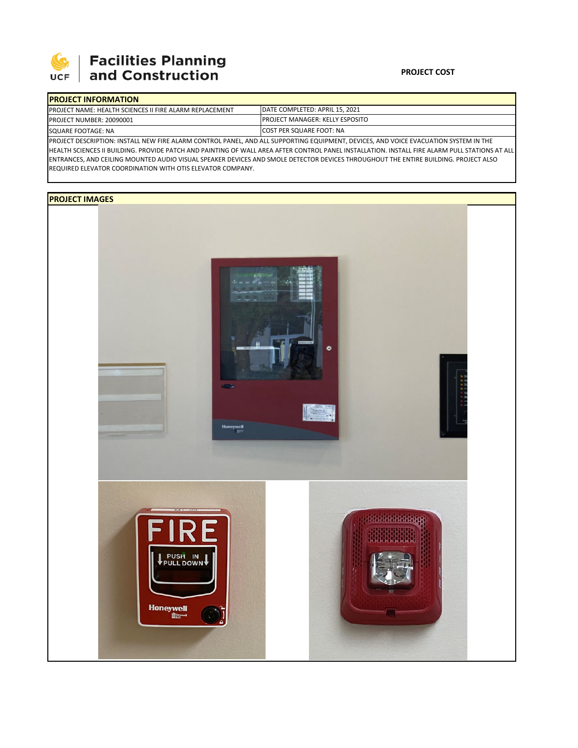UCF | Facilities Planning and Construction

**PROJECT COST**

| **PROJECT INFORMATION** | |
|---|---|
| PROJECT NAME: HEALTH SCIENCES II FIRE ALARM REPLACEMENT | DATE COMPLETED: APRIL 15, 2021 |
| PROJECT NUMBER: 20090001 | PROJECT MANAGER: KELLY ESPOSITO |
| SQUARE FOOTAGE: NA | COST PER SQUARE FOOT: NA |

PROJECT DESCRIPTION: INSTALL NEW FIRE ALARM CONTROL PANEL, AND ALL SUPPORTING EQUIPMENT, DEVICES, AND VOICE EVACUATION SYSTEM IN THE HEALTH SCIENCES II BUILDING. PROVIDE PATCH AND PAINTING OF WALL AREA AFTER CONTROL PANEL INSTALLATION. INSTALL FIRE ALARM PULL STATIONS AT ALL ENTRANCES, AND CEILING MOUNTED AUDIO VISUAL SPEAKER DEVICES AND SMOLE DETECTOR DEVICES THROUGHOUT THE ENTIRE BUILDING. PROJECT ALSO REQUIRED ELEVATOR COORDINATION WITH OTIS ELEVATOR COMPANY.

**PROJECT IMAGES**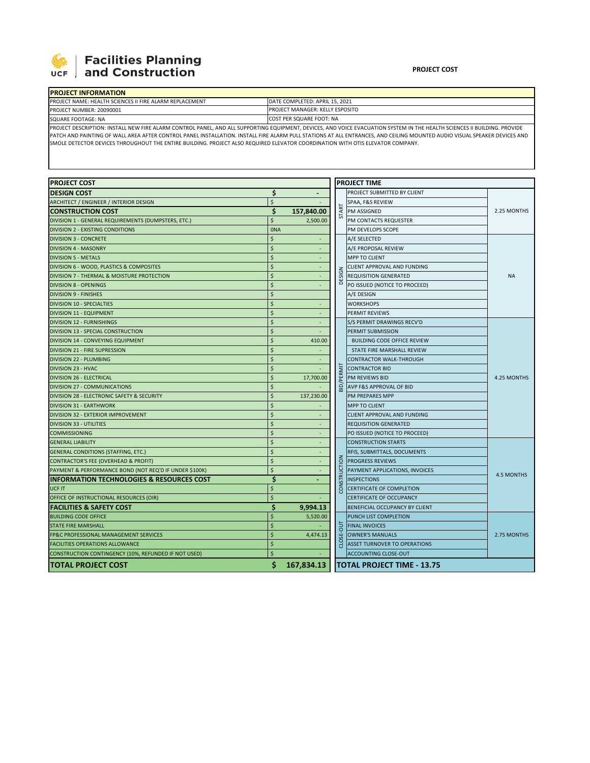# Facilities Planning and Construction

UCF

**PROJECT COST**

| PROJECT INFORMATION | |
|---|---|
| PROJECT NAME: HEALTH SCIENCES II FIRE ALARM REPLACEMENT | DATE COMPLETED: APRIL 15, 2021 |
| PROJECT NUMBER: 20090001 | PROJECT MANAGER: KELLY ESPOSITO |
| SQUARE FOOTAGE: NA | COST PER SQUARE FOOT: NA |

PROJECT DESCRIPTION: INSTALL NEW FIRE ALARM CONTROL PANEL, AND ALL SUPPORTING EQUIPMENT, DEVICES, AND VOICE EVACUATION SYSTEM IN THE HEALTH SCIENCES II BUILDING. PROVIDE PATCH AND PAINTING OF WALL AREA AFTER CONTROL PANEL INSTALLATION. INSTALL FIRE ALARM PULL STATIONS AT ALL ENTRANCES, AND CEILING MOUNTED AUDIO VISUAL SPEAKER DEVICES AND SMOLE DETECTOR DEVICES THROUGHOUT THE ENTIRE BUILDING. PROJECT ALSO REQUIRED ELEVATOR COORDINATION WITH OTIS ELEVATOR COMPANY.

| PROJECT COST | | |
|---|---|---|
| **DESIGN COST** | $ | - |
| ARCHITECT / ENGINEER / INTERIOR DESIGN | $ | - |
| **CONSTRUCTION COST** | $ | 157,840.00 |
| DIVISION 1 - GENERAL REQUIREMENTS (DUMPSTERS, ETC.) | $ | 2,500.00 |
| DIVISION 2 - EXISTING CONDITIONS | 0NA | |
| DIVISION 3 - CONCRETE | $ | - |
| DIVISION 4 - MASONRY | $ | - |
| DIVISION 5 - METALS | $ | - |
| DIVISION 6 - WOOD, PLASTICS & COMPOSITES | $ | - |
| DIVISION 7 - THERMAL & MOISTURE PROTECTION | $ | - |
| DIVISION 8 - OPENINGS | $ | - |
| DIVISION 9 - FINISHES | $ | |
| DIVISION 10 - SPECIALTIES | $ | - |
| DIVISION 11 - EQUIPMENT | $ | - |
| DIVISION 12 - FURNISHINGS | $ | - |
| DIVISION 13 - SPECIAL CONSTRUCTION | $ | - |
| DIVISION 14 - CONVEYING EQUIPMENT | $ | 410.00 |
| DIVISION 21 - FIRE SUPRESSION | $ | - |
| DIVISION 22 - PLUMBING | $ | - |
| DIVISION 23 - HVAC | $ | - |
| DIVISION 26 - ELECTRICAL | $ | 17,700.00 |
| DIVISION 27 - COMMUNICATIONS | $ | - |
| DIVISION 28 - ELECTRONIC SAFETY & SECURITY | $ | 137,230.00 |
| DIVISION 31 - EARTHWORK | $ | - |
| DIVISION 32 - EXTERIOR IMPROVEMENT | $ | - |
| DIVISION 33 - UTILITIES | $ | - |
| COMMISSIONING | $ | - |
| GENERAL LIABILITY | $ | - |
| GENERAL CONDITIONS (STAFFING, ETC.) | $ | - |
| CONTRACTOR'S FEE (OVERHEAD & PROFIT) | $ | - |
| PAYMENT & PERFORMANCE BOND (NOT REQ'D IF UNDER $100K) | $ | - |
| **INFORMATION TECHNOLOGIES & RESOURCES COST** | $ | - |
| UCF IT | $ | |
| OFFICE OF INSTRUCTIONAL RESOURCES (OIR) | $ | - |
| **FACILITIES & SAFETY COST** | $ | 9,994.13 |
| BUILDING CODE OFFICE | $ | 5,520.00 |
| STATE FIRE MARSHALL | $ | - |
| FP&C PROFESSIONAL MANAGEMENT SERVICES | $ | 4,474.13 |
| FACILITIES OPERATIONS ALLOWANCE | $ | |
| CONSTRUCTION CONTINGENCY (10%, REFUNDED IF NOT USED) | $ | - |
| **TOTAL PROJECT COST** | $ | 167,834.13 |

| PROJECT TIME | | |
|---|---|---|
| START | PROJECT SUBMITTED BY CLIENT | 2.25 MONTHS |
| | SPAA, F&S REVIEW | |
| | PM ASSIGNED | |
| | PM CONTACTS REQUESTER | |
| | PM DEVELOPS SCOPE | |
| DESIGN | A/E SELECTED | NA |
| | A/E PROPOSAL REVIEW | |
| | MPP TO CLIENT | |
| | CLIENT APPROVAL AND FUNDING | |
| | REQUISITION GENERATED | |
| | PO ISSUED (NOTICE TO PROCEED) | |
| | A/E DESIGN | |
| | WORKSHOPS | |
| | PERMIT REVIEWS | |
| BID/PERMIT | S/S PERMIT DRAWINGS RECV'D | 4.25 MONTHS |
| | PERMIT SUBMISSION | |
| | BUILDING CODE OFFICE REVIEW | |
| | STATE FIRE MARSHALL REVIEW | |
| | CONTRACTOR WALK-THROUGH | |
| | CONTRACTOR BID | |
| | PM REVIEWS BID | |
| | AVP F&S APPROVAL OF BID | |
| | PM PREPARES MPP | |
| | MPP TO CLIENT | |
| | CLIENT APPROVAL AND FUNDING | |
| | REQUISITION GENERATED | |
| | PO ISSUED (NOTICE TO PROCEED) | |
| CONSTRUCTION | CONSTRUCTION STARTS | 4.5 MONTHS |
| | RFIS, SUBMITTALS, DOCUMENTS | |
| | PROGRESS REVIEWS | |
| | PAYMENT APPLICATIONS, INVOICES | |
| | INSPECTIONS | |
| | CERTIFICATE OF COMPLETION | |
| | CERTIFICATE OF OCCUPANCY | |
| | BENEFICIAL OCCUPANCY BY CLIENT | |
| CLOSE-OUT | PUNCH LIST COMPLETION | 2.75 MONTHS |
| | FINAL INVOICES | |
| | OWNER'S MANUALS | |
| | ASSET TURNOVER TO OPERATIONS | |
| | ACCOUNTING CLOSE-OUT | |
| **TOTAL PROJECT TIME - 13.75** | | |